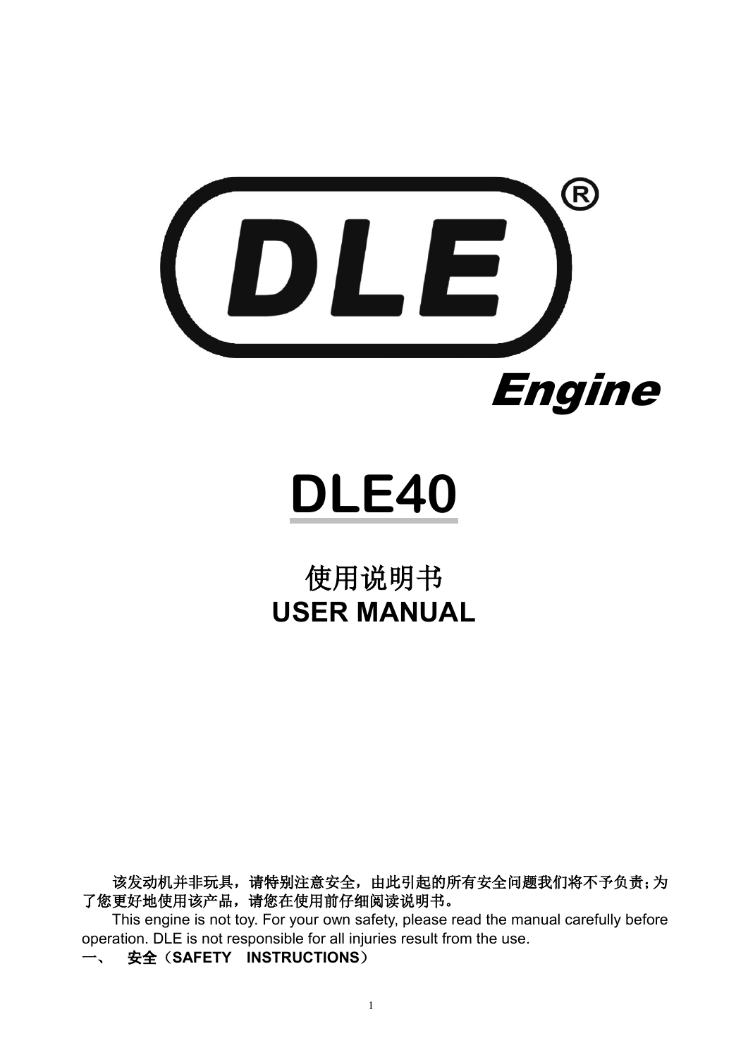# DLE® Engine

# DLE40

## 使用说明书
## USER MANUAL

**该发动机并非玩具，请特别注意安全，由此引起的所有安全问题我们将不予负责；为了您更好地使用该产品，请您在使用前仔细阅读说明书。**

This engine is not toy. For your own safety, please read the manual carefully before operation. DLE is not responsible for all injuries result from the use.

**一、 安全（SAFETY INSTRUCTIONS）**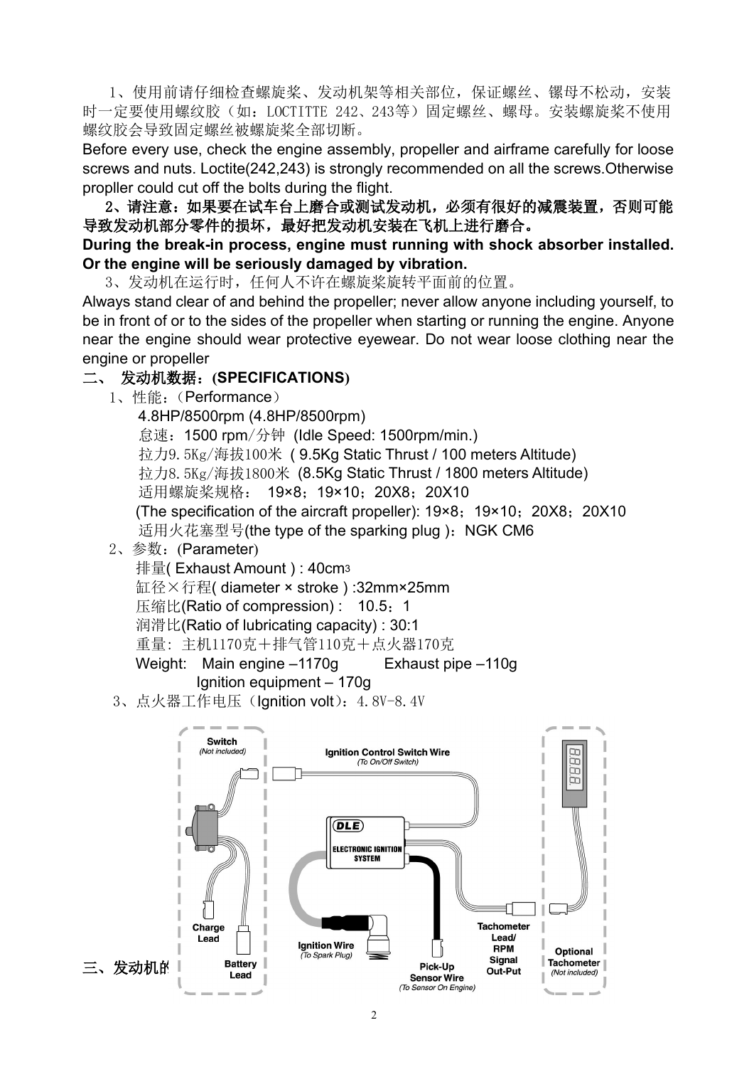1、使用前请仔细检查螺旋桨、发动机架等相关部位，保证螺丝、镙母不松动，安装时一定要使用螺纹胶（如：LOCTITTE 242、243等）固定螺丝、螺母。安装螺旋桨不使用螺纹胶会导致固定螺丝被螺旋桨全部切断。

Before every use, check the engine assembly, propeller and airframe carefully for loose screws and nuts. Loctite(242,243) is strongly recommended on all the screws.Otherwise propller could cut off the bolts during the flight.

**2、请注意：如果要在试车台上磨合或测试发动机，必须有很好的减震装置，否则可能导致发动机部分零件的损坏，最好把发动机安装在飞机上进行磨合。**

**During the break-in process, engine must running with shock absorber installed. Or the engine will be seriously damaged by vibration.**

3、发动机在运行时，任何人不许在螺旋桨旋转平面前的位置。

Always stand clear of and behind the propeller; never allow anyone including yourself, to be in front of or to the sides of the propeller when starting or running the engine. Anyone near the engine should wear protective eyewear. Do not wear loose clothing near the engine or propeller

## 二、 发动机数据：(SPECIFICATIONS)

1、性能：（Performance）

4.8HP/8500rpm (4.8HP/8500rpm)

怠速：1500 rpm/分钟 (Idle Speed: 1500rpm/min.)

拉力9.5Kg/海拔100米 ( 9.5Kg Static Thrust / 100 meters Altitude)

拉力8.5Kg/海拔1800米 (8.5Kg Static Thrust / 1800 meters Altitude)

适用螺旋桨规格： 19×8；19×10；20X8；20X10

(The specification of the aircraft propeller): 19×8；19×10；20X8；20X10

适用火花塞型号(the type of the sparking plug )：NGK CM6

2、参数：(Parameter)

排量( Exhaust Amount ) : 40cm3

缸径×行程( diameter × stroke ) :32mm×25mm

压缩比(Ratio of compression) : 10.5：1

润滑比(Ratio of lubricating capacity) : 30:1

重量: 主机1170克＋排气管110克＋点火器170克

Weight: Main engine –1170g Exhaust pipe –110g Ignition equipment – 170g

3、点火器工作电压（Ignition volt)：4.8V-8.4V

Switch (Not included) — Ignition Control Switch Wire (To On/Off Switch) — DLE ELECTRONIC IGNITION SYSTEM — Charge Lead — Battery Lead — Ignition Wire (To Spark Plug) — Pick-Up Sensor Wire (To Sensor On Engine) — Tachometer Lead/ RPM Signal Out-Put — Optional Tachometer (Not included)

三、发动机的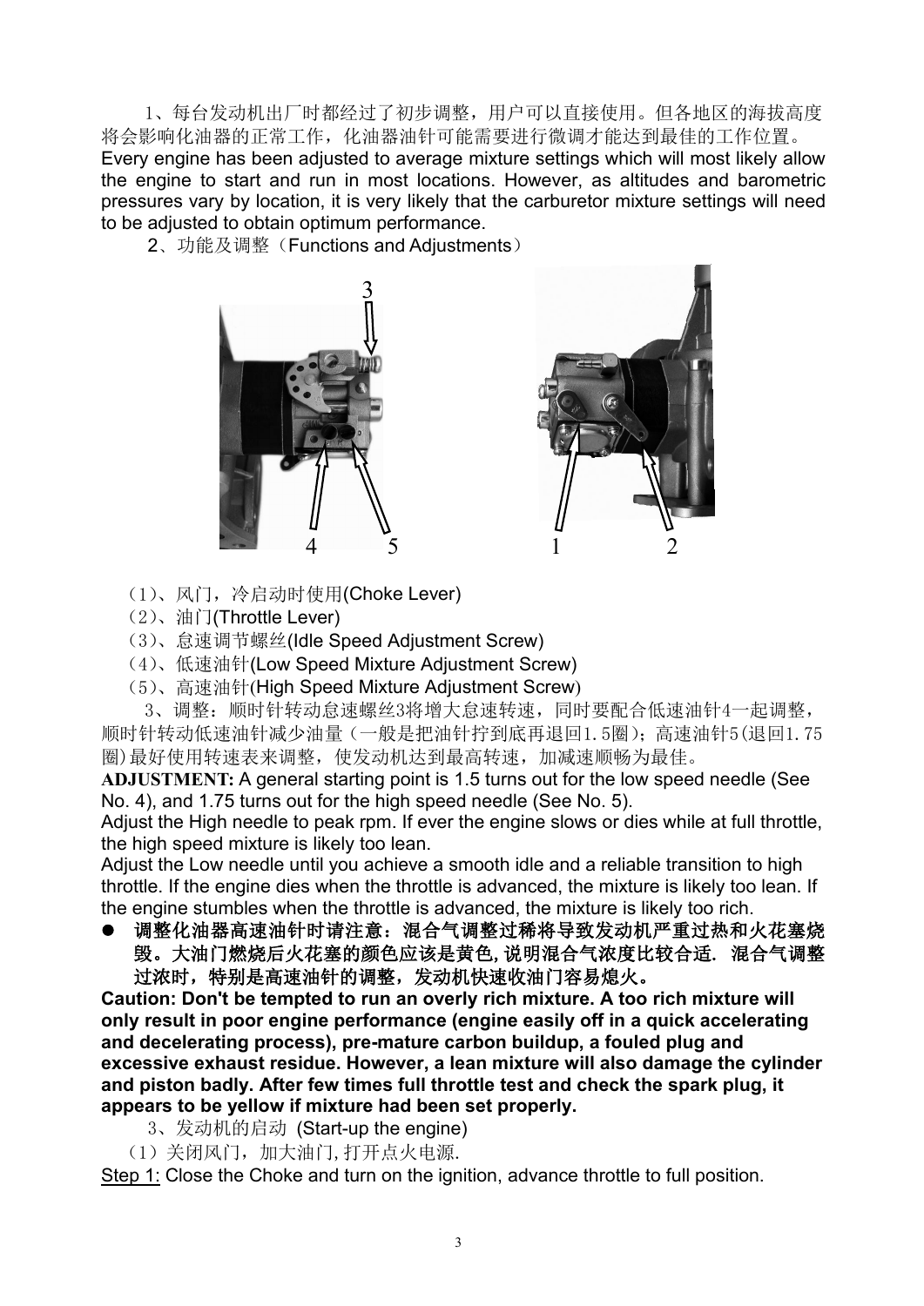1、每台发动机出厂时都经过了初步调整，用户可以直接使用。但各地区的海拔高度将会影响化油器的正常工作，化油器油针可能需要进行微调才能达到最佳的工作位置。
Every engine has been adjusted to average mixture settings which will most likely allow the engine to start and run in most locations. However, as altitudes and barometric pressures vary by location, it is very likely that the carburetor mixture settings will need to be adjusted to obtain optimum performance.

2、功能及调整（Functions and Adjustments）

3

4 5 1 2

（1）、风门，冷启动时使用(Choke Lever)

（2）、油门(Throttle Lever)

（3）、怠速调节螺丝(Idle Speed Adjustment Screw)

（4）、低速油针(Low Speed Mixture Adjustment Screw)

（5）、高速油针(High Speed Mixture Adjustment Screw)

3、调整：顺时针转动怠速螺丝3将增大怠速转速，同时要配合低速油针4一起调整，顺时针转动低速油针减少油量（一般是把油针拧到底再退回1.5圈）；高速油针5(退回1.75圈)最好使用转速表来调整，使发动机达到最高转速，加减速顺畅为最佳。

**ADJUSTMENT:** A general starting point is 1.5 turns out for the low speed needle (See No. 4), and 1.75 turns out for the high speed needle (See No. 5).

Adjust the High needle to peak rpm. If ever the engine slows or dies while at full throttle, the high speed mixture is likely too lean.

Adjust the Low needle until you achieve a smooth idle and a reliable transition to high throttle. If the engine dies when the throttle is advanced, the mixture is likely too lean. If the engine stumbles when the throttle is advanced, the mixture is likely too rich.

- **调整化油器高速油针时请注意：混合气调整过稀将导致发动机严重过热和火花塞烧毁。大油门燃烧后火花塞的颜色应该是黄色，说明混合气浓度比较合适. 混合气调整过浓时，特别是高速油针的调整，发动机快速收油门容易熄火。**

**Caution: Don't be tempted to run an overly rich mixture. A too rich mixture will only result in poor engine performance (engine easily off in a quick accelerating and decelerating process), pre-mature carbon buildup, a fouled plug and excessive exhaust residue. However, a lean mixture will also damage the cylinder and piston badly. After few times full throttle test and check the spark plug, it appears to be yellow if mixture had been set properly.**

3、发动机的启动 (Start-up the engine)

（1）关闭风门，加大油门，打开点火电源.

Step 1: Close the Choke and turn on the ignition, advance throttle to full position.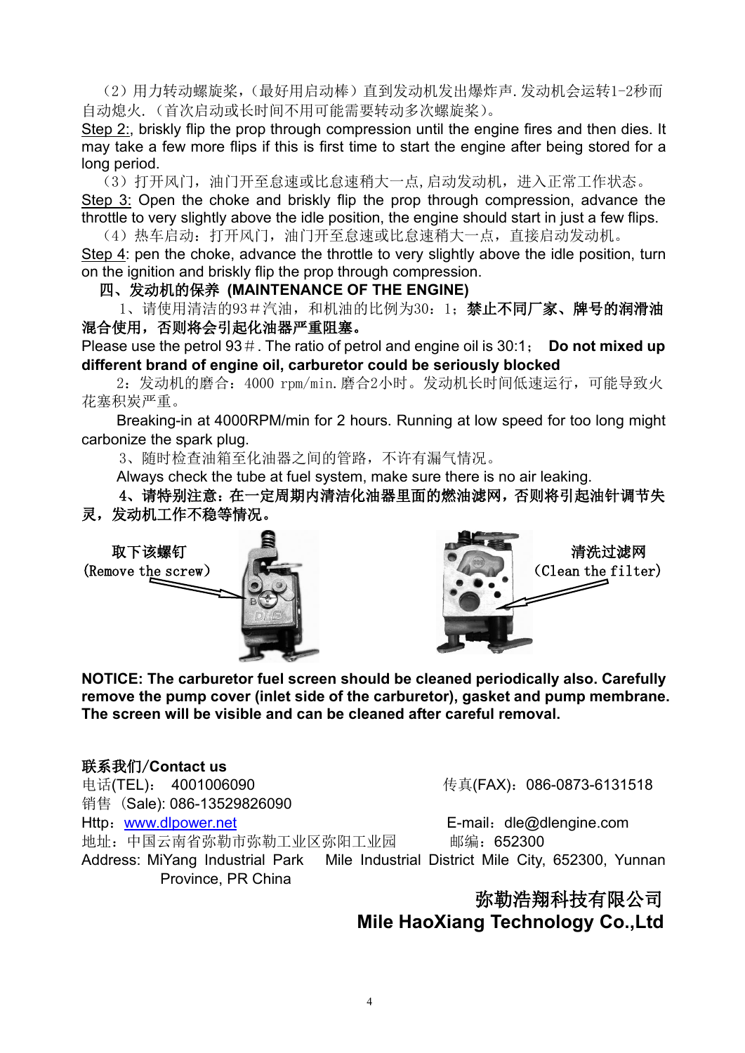（2）用力转动螺旋桨，（最好用启动棒）直到发动机发出爆炸声.发动机会运转1-2秒而自动熄火.（首次启动或长时间不用可能需要转动多次螺旋桨）。

Step 2:, briskly flip the prop through compression until the engine fires and then dies. It may take a few more flips if this is first time to start the engine after being stored for a long period.

（3）打开风门，油门开至怠速或比怠速稍大一点，启动发动机，进入正常工作状态。

Step 3: Open the choke and briskly flip the prop through compression, advance the throttle to very slightly above the idle position, the engine should start in just a few flips.

（4）热车启动：打开风门，油门开至怠速或比怠速稍大一点，直接启动发动机。

Step 4: pen the choke, advance the throttle to very slightly above the idle position, turn on the ignition and briskly flip the prop through compression.

## 四、发动机的保养 (MAINTENANCE OF THE ENGINE)

1、请使用清洁的93＃汽油，和机油的比例为30：1；**禁止不同厂家、牌号的润滑油混合使用，否则将会引起化油器严重阻塞。**

Please use the petrol 93＃. The ratio of petrol and engine oil is 30:1； **Do not mixed up different brand of engine oil, carburetor could be seriously blocked**

2：发动机的磨合：4000 rpm/min.磨合2小时。发动机长时间低速运行，可能导致火花塞积炭严重。

Breaking-in at 4000RPM/min for 2 hours. Running at low speed for too long might carbonize the spark plug.

3、随时检查油箱至化油器之间的管路，不许有漏气情况。

Always check the tube at fuel system, make sure there is no air leaking.

**4、请特别注意：在一定周期内清洁化油器里面的燃油滤网，否则将引起油针调节失灵，发动机工作不稳等情况。**

取下该螺钉
(Remove the screw)

清洗过滤网
(Clean the filter)

**NOTICE: The carburetor fuel screen should be cleaned periodically also. Carefully remove the pump cover (inlet side of the carburetor), gasket and pump membrane. The screen will be visible and can be cleaned after careful removal.**

**联系我们/Contact us**

电话(TEL)： 4001006090　　　　传真(FAX)：086-0873-6131518

销售（Sale): 086-13529826090

Http：www.dlpower.net　　　　E-mail：dle@dlengine.com

地址：中国云南省弥勒市弥勒工业区弥阳工业园　　　　邮编：652300

Address: MiYang Industrial Park Mile Industrial District Mile City, 652300, Yunnan Province, PR China

**弥勒浩翔科技有限公司**

**Mile HaoXiang Technology Co.,Ltd**